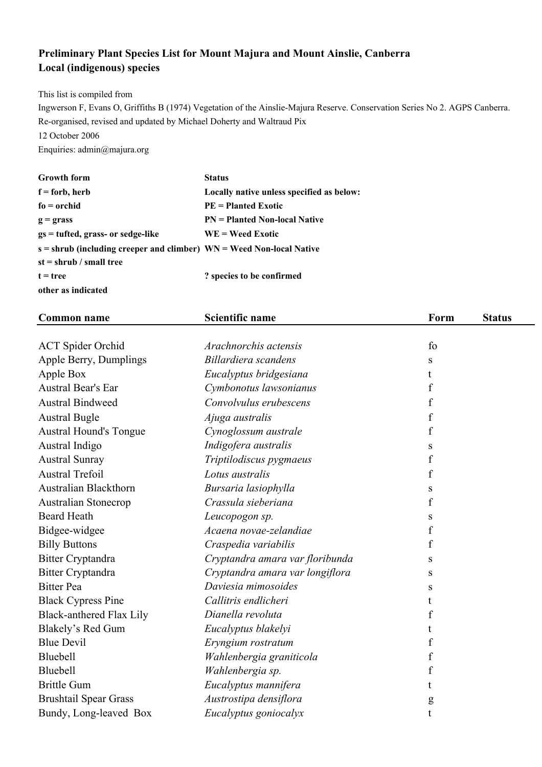# Preliminary Plant Species List for Mount Majura and Mount Ainslie, Canberra
## Local (indigenous) species

This list is compiled from

Ingwerson F, Evans O, Griffiths B (1974) Vegetation of the Ainslie-Majura Reserve. Conservation Series No 2. AGPS Canberra.

Re-organised, revised and updated by Michael Doherty and Waltraud Pix

12 October 2006

Enquiries: admin@majura.org

| **Growth form** | **Status** |
|---|---|
| **f = forb, herb** | **Locally native unless specified as below:** |
| **fo = orchid** | **PE = Planted Exotic** |
| **g = grass** | **PN = Planted Non-local Native** |
| **gs = tufted, grass- or sedge-like** | **WE = Weed Exotic** |
| **s = shrub (including creeper and climber)** | **WN = Weed Non-local Native** |
| **st = shrub / small tree** | |
| **t = tree** | **? species to be confirmed** |
| **other as indicated** | |

| Common name | Scientific name | Form | Status |
|---|---|---|---|
| ACT Spider Orchid | *Arachnorchis actensis* | fo | |
| Apple Berry, Dumplings | *Billardiera scandens* | s | |
| Apple Box | *Eucalyptus bridgesiana* | t | |
| Austral Bear's Ear | *Cymbonotus lawsonianus* | f | |
| Austral Bindweed | *Convolvulus erubescens* | f | |
| Austral Bugle | *Ajuga australis* | f | |
| Austral Hound's Tongue | *Cynoglossum australe* | f | |
| Austral Indigo | *Indigofera australis* | s | |
| Austral Sunray | *Triptilodiscus pygmaeus* | f | |
| Austral Trefoil | *Lotus australis* | f | |
| Australian Blackthorn | *Bursaria lasiophylla* | s | |
| Australian Stonecrop | *Crassula sieberiana* | f | |
| Beard Heath | *Leucopogon sp.* | s | |
| Bidgee-widgee | *Acaena novae-zelandiae* | f | |
| Billy Buttons | *Craspedia variabilis* | f | |
| Bitter Cryptandra | *Cryptandra amara var floribunda* | s | |
| Bitter Cryptandra | *Cryptandra amara var longiflora* | s | |
| Bitter Pea | *Daviesia mimosoides* | s | |
| Black Cypress Pine | *Callitris endlicheri* | t | |
| Black-anthered Flax Lily | *Dianella revoluta* | f | |
| Blakely's Red Gum | *Eucalyptus blakelyi* | t | |
| Blue Devil | *Eryngium rostratum* | f | |
| Bluebell | *Wahlenbergia graniticola* | f | |
| Bluebell | *Wahlenbergia sp.* | f | |
| Brittle Gum | *Eucalyptus mannifera* | t | |
| Brushtail Spear Grass | *Austrostipa densiflora* | g | |
| Bundy, Long-leaved Box | *Eucalyptus goniocalyx* | t | |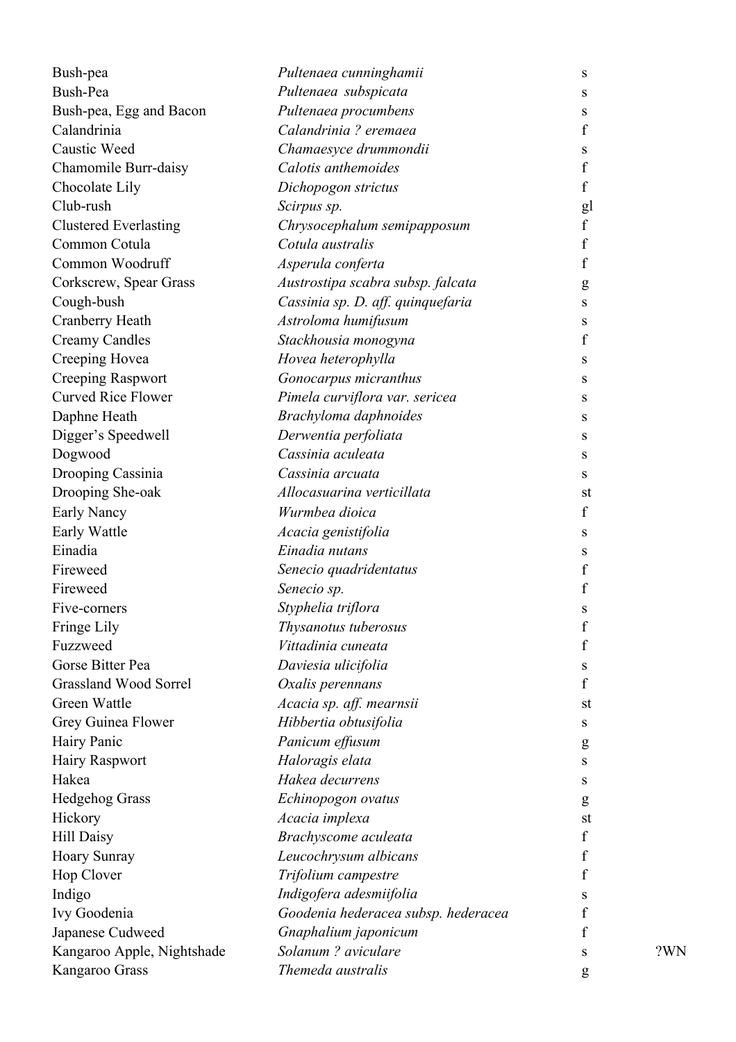| | | | |
|---|---|---|---|
| Bush-pea | *Pultenaea cunninghamii* | s | |
| Bush-Pea | *Pultenaea subspicata* | s | |
| Bush-pea, Egg and Bacon | *Pultenaea procumbens* | s | |
| Calandrinia | *Calandrinia ? eremaea* | f | |
| Caustic Weed | *Chamaesyce drummondii* | s | |
| Chamomile Burr-daisy | *Calotis anthemoides* | f | |
| Chocolate Lily | *Dichopogon strictus* | f | |
| Club-rush | *Scirpus sp.* | gl | |
| Clustered Everlasting | *Chrysocephalum semipapposum* | f | |
| Common Cotula | *Cotula australis* | f | |
| Common Woodruff | *Asperula conferta* | f | |
| Corkscrew, Spear Grass | *Austrostipa scabra subsp. falcata* | g | |
| Cough-bush | *Cassinia sp. D. aff. quinquefaria* | s | |
| Cranberry Heath | *Astroloma humifusum* | s | |
| Creamy Candles | *Stackhousia monogyna* | f | |
| Creeping Hovea | *Hovea heterophylla* | s | |
| Creeping Raspwort | *Gonocarpus micranthus* | s | |
| Curved Rice Flower | *Pimela curviflora var. sericea* | s | |
| Daphne Heath | *Brachyloma daphnoides* | s | |
| Digger's Speedwell | *Derwentia perfoliata* | s | |
| Dogwood | *Cassinia aculeata* | s | |
| Drooping Cassinia | *Cassinia arcuata* | s | |
| Drooping She-oak | *Allocasuarina verticillata* | st | |
| Early Nancy | *Wurmbea dioica* | f | |
| Early Wattle | *Acacia genistifolia* | s | |
| Einadia | *Einadia nutans* | s | |
| Fireweed | *Senecio quadridentatus* | f | |
| Fireweed | *Senecio sp.* | f | |
| Five-corners | *Styphelia triflora* | s | |
| Fringe Lily | *Thysanotus tuberosus* | f | |
| Fuzzweed | *Vittadinia cuneata* | f | |
| Gorse Bitter Pea | *Daviesia ulicifolia* | s | |
| Grassland Wood Sorrel | *Oxalis perennans* | f | |
| Green Wattle | *Acacia sp. aff. mearnsii* | st | |
| Grey Guinea Flower | *Hibbertia obtusifolia* | s | |
| Hairy Panic | *Panicum effusum* | g | |
| Hairy Raspwort | *Haloragis elata* | s | |
| Hakea | *Hakea decurrens* | s | |
| Hedgehog Grass | *Echinopogon ovatus* | g | |
| Hickory | *Acacia implexa* | st | |
| Hill Daisy | *Brachyscome aculeata* | f | |
| Hoary Sunray | *Leucochrysum albicans* | f | |
| Hop Clover | *Trifolium campestre* | f | |
| Indigo | *Indigofera adesmiifolia* | s | |
| Ivy Goodenia | *Goodenia hederacea subsp. hederacea* | f | |
| Japanese Cudweed | *Gnaphalium japonicum* | f | |
| Kangaroo Apple, Nightshade | *Solanum ? aviculare* | s | ?WN |
| Kangaroo Grass | *Themeda australis* | g | |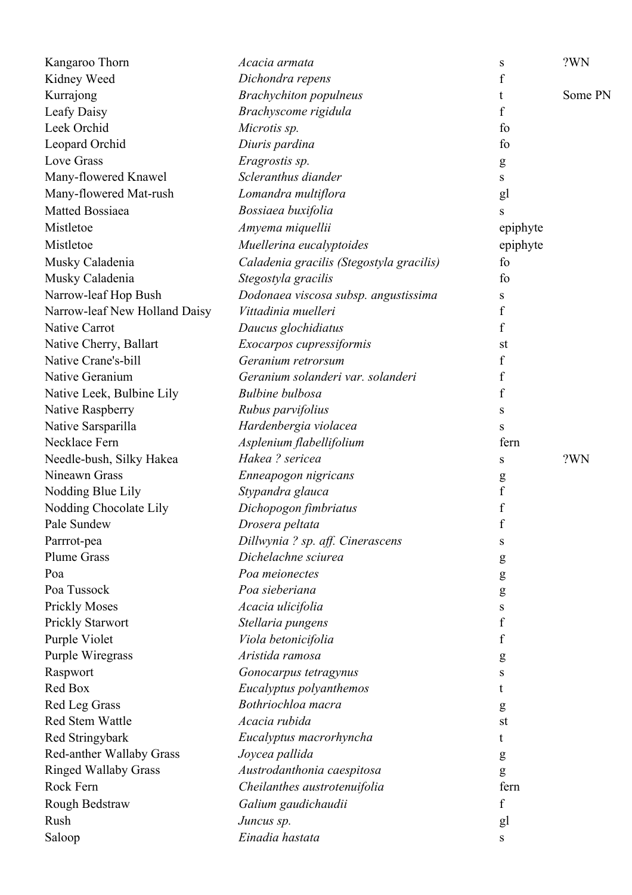| | | | |
|---|---|---|---|
| Kangaroo Thorn | *Acacia armata* | s | ?WN |
| Kidney Weed | *Dichondra repens* | f | |
| Kurrajong | *Brachychiton populneus* | t | Some PN |
| Leafy Daisy | *Brachyscome rigidula* | f | |
| Leek Orchid | *Microtis sp.* | fo | |
| Leopard Orchid | *Diuris pardina* | fo | |
| Love Grass | *Eragrostis sp.* | g | |
| Many-flowered Knawel | *Scleranthus diander* | s | |
| Many-flowered Mat-rush | *Lomandra multiflora* | gl | |
| Matted Bossiaea | *Bossiaea buxifolia* | s | |
| Mistletoe | *Amyema miquellii* | epiphyte | |
| Mistletoe | *Muellerina eucalyptoides* | epiphyte | |
| Musky Caladenia | *Caladenia gracilis (Stegostyla gracilis)* | fo | |
| Musky Caladenia | *Stegostyla gracilis* | fo | |
| Narrow-leaf Hop Bush | *Dodonaea viscosa subsp. angustissima* | s | |
| Narrow-leaf New Holland Daisy | *Vittadinia muelleri* | f | |
| Native Carrot | *Daucus glochidiatus* | f | |
| Native Cherry, Ballart | *Exocarpos cupressiformis* | st | |
| Native Crane's-bill | *Geranium retrorsum* | f | |
| Native Geranium | *Geranium solanderi var. solanderi* | f | |
| Native Leek, Bulbine Lily | *Bulbine bulbosa* | f | |
| Native Raspberry | *Rubus parvifolius* | s | |
| Native Sarsparilla | *Hardenbergia violacea* | s | |
| Necklace Fern | *Asplenium flabellifolium* | fern | |
| Needle-bush, Silky Hakea | *Hakea ? sericea* | s | ?WN |
| Nineawn Grass | *Enneapogon nigricans* | g | |
| Nodding Blue Lily | *Stypandra glauca* | f | |
| Nodding Chocolate Lily | *Dichopogon fimbriatus* | f | |
| Pale Sundew | *Drosera peltata* | f | |
| Parrrot-pea | *Dillwynia ? sp. aff. Cinerascens* | s | |
| Plume Grass | *Dichelachne sciurea* | g | |
| Poa | *Poa meionectes* | g | |
| Poa Tussock | *Poa sieberiana* | g | |
| Prickly Moses | *Acacia ulicifolia* | s | |
| Prickly Starwort | *Stellaria pungens* | f | |
| Purple Violet | *Viola betonicifolia* | f | |
| Purple Wiregrass | *Aristida ramosa* | g | |
| Raspwort | *Gonocarpus tetragynus* | s | |
| Red Box | *Eucalyptus polyanthemos* | t | |
| Red Leg Grass | *Bothriochloa macra* | g | |
| Red Stem Wattle | *Acacia rubida* | st | |
| Red Stringybark | *Eucalyptus macrorhyncha* | t | |
| Red-anther Wallaby Grass | *Joycea pallida* | g | |
| Ringed Wallaby Grass | *Austrodanthonia caespitosa* | g | |
| Rock Fern | *Cheilanthes austrotenuifolia* | fern | |
| Rough Bedstraw | *Galium gaudichaudii* | f | |
| Rush | *Juncus sp.* | gl | |
| Saloop | *Einadia hastata* | s | |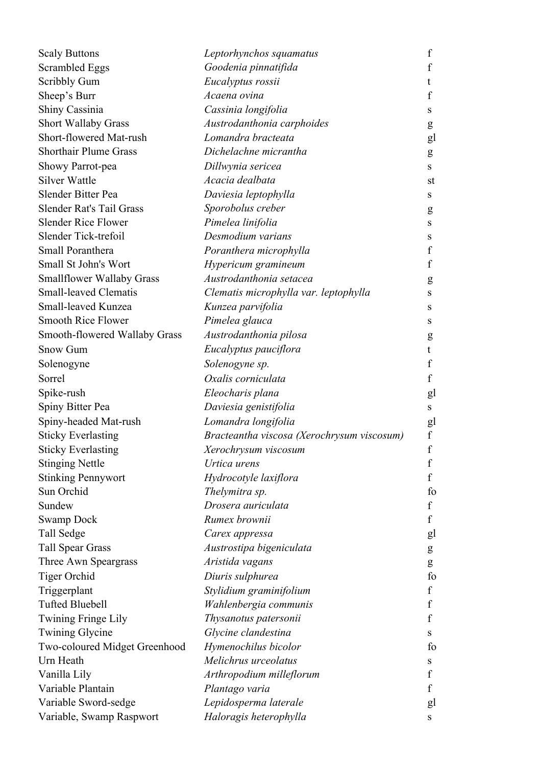| | | |
|---|---|---|
| Scaly Buttons | *Leptorhynchos squamatus* | f |
| Scrambled Eggs | *Goodenia pinnatifida* | f |
| Scribbly Gum | *Eucalyptus rossii* | t |
| Sheep's Burr | *Acaena ovina* | f |
| Shiny Cassinia | *Cassinia longifolia* | s |
| Short Wallaby Grass | *Austrodanthonia carphoides* | g |
| Short-flowered Mat-rush | *Lomandra bracteata* | gl |
| Shorthair Plume Grass | *Dichelachne micrantha* | g |
| Showy Parrot-pea | *Dillwynia sericea* | s |
| Silver Wattle | *Acacia dealbata* | st |
| Slender Bitter Pea | *Daviesia leptophylla* | s |
| Slender Rat's Tail Grass | *Sporobolus creber* | g |
| Slender Rice Flower | *Pimelea linifolia* | s |
| Slender Tick-trefoil | *Desmodium varians* | s |
| Small Poranthera | *Poranthera microphylla* | f |
| Small St John's Wort | *Hypericum gramineum* | f |
| Smallflower Wallaby Grass | *Austrodanthonia setacea* | g |
| Small-leaved Clematis | *Clematis microphylla var. leptophylla* | s |
| Small-leaved Kunzea | *Kunzea parvifolia* | s |
| Smooth Rice Flower | *Pimelea glauca* | s |
| Smooth-flowered Wallaby Grass | *Austrodanthonia pilosa* | g |
| Snow Gum | *Eucalyptus pauciflora* | t |
| Solenogyne | *Solenogyne sp.* | f |
| Sorrel | *Oxalis corniculata* | f |
| Spike-rush | *Eleocharis plana* | gl |
| Spiny Bitter Pea | *Daviesia genistifolia* | s |
| Spiny-headed Mat-rush | *Lomandra longifolia* | gl |
| Sticky Everlasting | *Bracteantha viscosa (Xerochrysum viscosum)* | f |
| Sticky Everlasting | *Xerochrysum viscosum* | f |
| Stinging Nettle | *Urtica urens* | f |
| Stinking Pennywort | *Hydrocotyle laxiflora* | f |
| Sun Orchid | *Thelymitra sp.* | fo |
| Sundew | *Drosera auriculata* | f |
| Swamp Dock | *Rumex brownii* | f |
| Tall Sedge | *Carex appressa* | gl |
| Tall Spear Grass | *Austrostipa bigeniculata* | g |
| Three Awn Speargrass | *Aristida vagans* | g |
| Tiger Orchid | *Diuris sulphurea* | fo |
| Triggerplant | *Stylidium graminifolium* | f |
| Tufted Bluebell | *Wahlenbergia communis* | f |
| Twining Fringe Lily | *Thysanotus patersonii* | f |
| Twining Glycine | *Glycine clandestina* | s |
| Two-coloured Midget Greenhood | *Hymenochilus bicolor* | fo |
| Urn Heath | *Melichrus urceolatus* | s |
| Vanilla Lily | *Arthropodium milleflorum* | f |
| Variable Plantain | *Plantago varia* | f |
| Variable Sword-sedge | *Lepidosperma laterale* | gl |
| Variable, Swamp Raspwort | *Haloragis heterophylla* | s |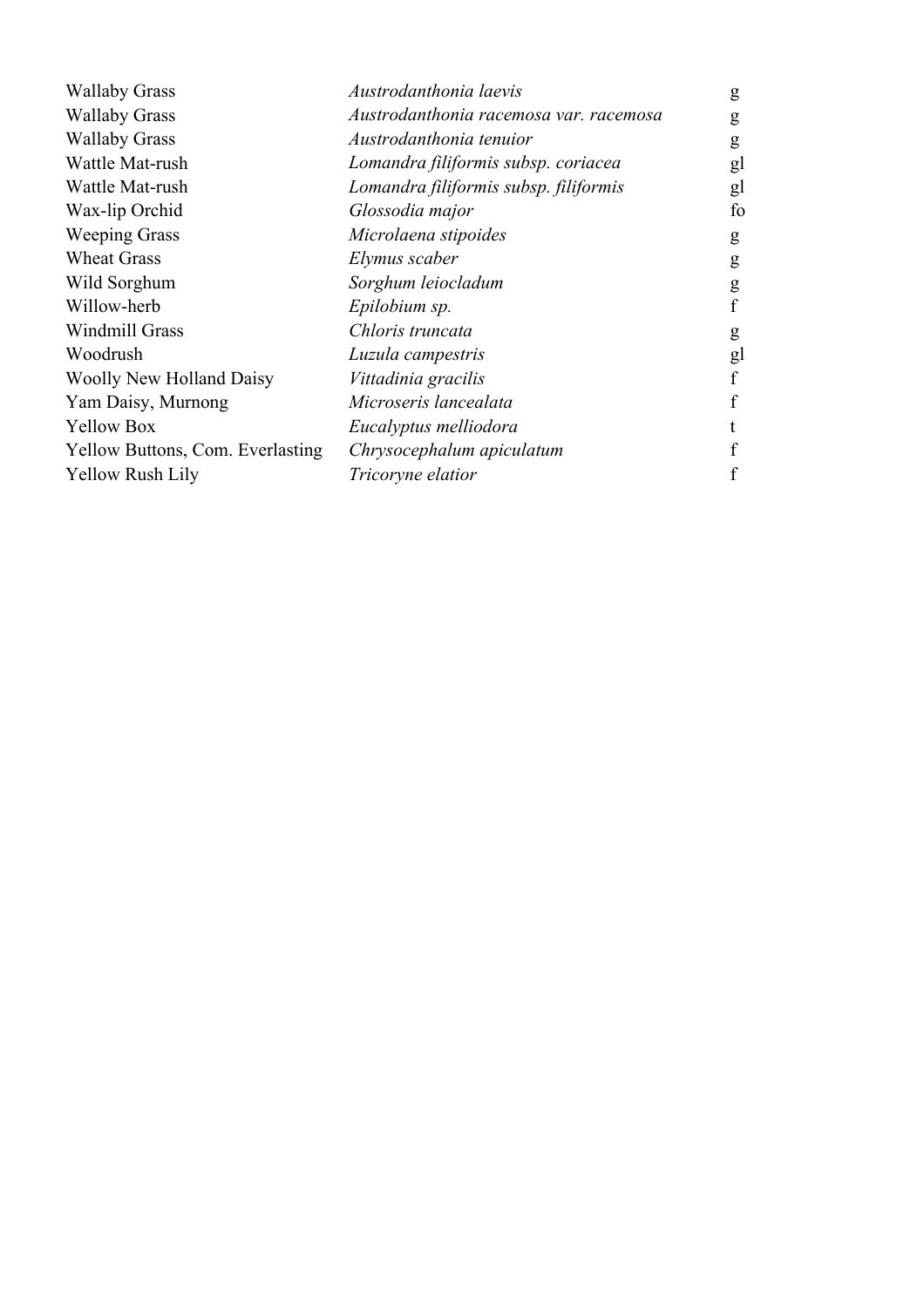| | | |
|---|---|---|
| Wallaby Grass | *Austrodanthonia laevis* | g |
| Wallaby Grass | *Austrodanthonia racemosa var. racemosa* | g |
| Wallaby Grass | *Austrodanthonia tenuior* | g |
| Wattle Mat-rush | *Lomandra filiformis subsp. coriacea* | gl |
| Wattle Mat-rush | *Lomandra filiformis subsp. filiformis* | gl |
| Wax-lip Orchid | *Glossodia major* | fo |
| Weeping Grass | *Microlaena stipoides* | g |
| Wheat Grass | *Elymus scaber* | g |
| Wild Sorghum | *Sorghum leiocladum* | g |
| Willow-herb | *Epilobium sp.* | f |
| Windmill Grass | *Chloris truncata* | g |
| Woodrush | *Luzula campestris* | gl |
| Woolly New Holland Daisy | *Vittadinia gracilis* | f |
| Yam Daisy, Murnong | *Microseris lancealata* | f |
| Yellow Box | *Eucalyptus melliodora* | t |
| Yellow Buttons, Com. Everlasting | *Chrysocephalum apiculatum* | f |
| Yellow Rush Lily | *Tricoryne elatior* | f |